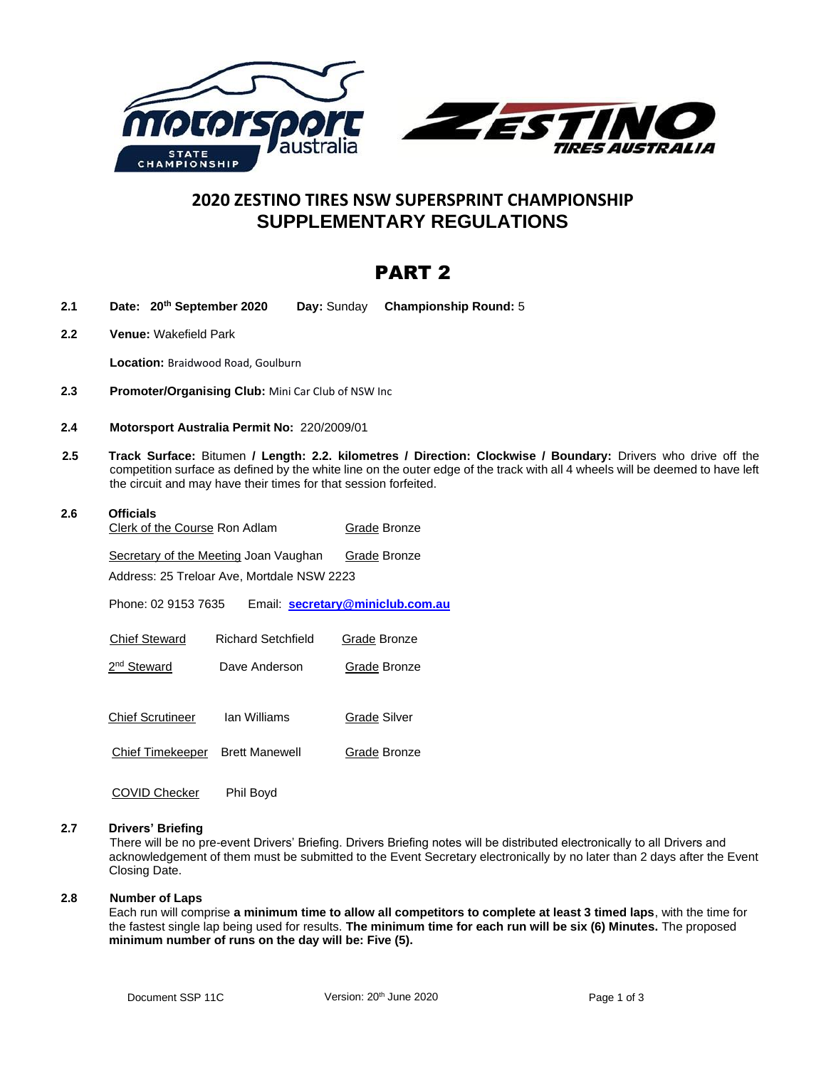# 2020 ZESTINO TIRES NSW SUPERSPRINT CHAMPIONSHIP
# SUPPLEMENTARY REGULATIONS

## PART 2

**2.1** **Date: 20th September 2020** **Day:** Sunday **Championship Round:** 5

**2.2** **Venue:** Wakefield Park

**Location:** Braidwood Road, Goulburn

**2.3** **Promoter/Organising Club:** Mini Car Club of NSW Inc

**2.4** **Motorsport Australia Permit No:** 220/2009/01

**2.5** **Track Surface:** Bitumen **/ Length: 2.2. kilometres / Direction: Clockwise / Boundary:** Drivers who drive off the competition surface as defined by the white line on the outer edge of the track with all 4 wheels will be deemed to have left the circuit and may have their times for that session forfeited.

**2.6** **Officials**

Clerk of the Course Ron Adlam — Grade Bronze

Secretary of the Meeting Joan Vaughan — Grade Bronze

Address: 25 Treloar Ave, Mortdale NSW 2223

Phone: 02 9153 7635 Email: **secretary@miniclub.com.au**

Chief Steward Richard Setchfield — Grade Bronze

2nd Steward Dave Anderson — Grade Bronze

Chief Scrutineer Ian Williams — Grade Silver

Chief Timekeeper Brett Manewell — Grade Bronze

COVID Checker Phil Boyd

**2.7** **Drivers' Briefing**

There will be no pre-event Drivers' Briefing. Drivers Briefing notes will be distributed electronically to all Drivers and acknowledgement of them must be submitted to the Event Secretary electronically by no later than 2 days after the Event Closing Date.

**2.8** **Number of Laps**

Each run will comprise **a minimum time to allow all competitors to complete at least 3 timed laps**, with the time for the fastest single lap being used for results. **The minimum time for each run will be six (6) Minutes.** The proposed **minimum number of runs on the day will be: Five (5).**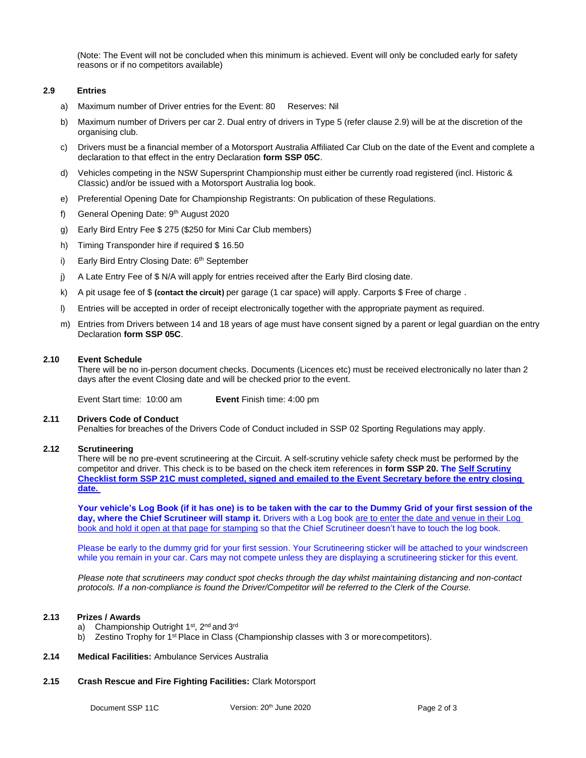(Note: The Event will not be concluded when this minimum is achieved. Event will only be concluded early for safety reasons or if no competitors available)

### 2.9 Entries

a) Maximum number of Driver entries for the Event: 80 Reserves: Nil

b) Maximum number of Drivers per car 2. Dual entry of drivers in Type 5 (refer clause 2.9) will be at the discretion of the organising club.

c) Drivers must be a financial member of a Motorsport Australia Affiliated Car Club on the date of the Event and complete a declaration to that effect in the entry Declaration **form SSP 05C**.

d) Vehicles competing in the NSW Supersprint Championship must either be currently road registered (incl. Historic & Classic) and/or be issued with a Motorsport Australia log book.

e) Preferential Opening Date for Championship Registrants: On publication of these Regulations.

f) General Opening Date: 9th August 2020

g) Early Bird Entry Fee $ 275 ($250 for Mini Car Club members)

h) Timing Transponder hire if required $ 16.50

i) Early Bird Entry Closing Date: 6th September

j) A Late Entry Fee of $ N/A will apply for entries received after the Early Bird closing date.

k) A pit usage fee of $ **(contact the circuit)** per garage (1 car space) will apply. Carports $ Free of charge .

l) Entries will be accepted in order of receipt electronically together with the appropriate payment as required.

m) Entries from Drivers between 14 and 18 years of age must have consent signed by a parent or legal guardian on the entry Declaration **form SSP 05C**.

### 2.10 Event Schedule

There will be no in-person document checks. Documents (Licences etc) must be received electronically no later than 2 days after the event Closing date and will be checked prior to the event.

Event Start time: 10:00 am **Event** Finish time: 4:00 pm

### 2.11 Drivers Code of Conduct

Penalties for breaches of the Drivers Code of Conduct included in SSP 02 Sporting Regulations may apply.

### 2.12 Scrutineering

There will be no pre-event scrutineering at the Circuit. A self-scrutiny vehicle safety check must be performed by the competitor and driver. This check is to be based on the check item references in **form SSP 20.** **The Self Scrutiny Checklist form SSP 21C must completed, signed and emailed to the Event Secretary before the entry closing date.**

**Your vehicle's Log Book (if it has one) is to be taken with the car to the Dummy Grid of your first session of the day, where the Chief Scrutineer will stamp it.** Drivers with a Log book are to enter the date and venue in their Log book and hold it open at that page for stamping so that the Chief Scrutineer doesn't have to touch the log book.

Please be early to the dummy grid for your first session. Your Scrutineering sticker will be attached to your windscreen while you remain in your car. Cars may not compete unless they are displaying a scrutineering sticker for this event.

*Please note that scrutineers may conduct spot checks through the day whilst maintaining distancing and non-contact protocols. If a non-compliance is found the Driver/Competitor will be referred to the Clerk of the Course.*

### 2.13 Prizes / Awards

a) Championship Outright 1st, 2nd and 3rd

b) Zestino Trophy for 1st Place in Class (Championship classes with 3 or more competitors).

### 2.14 Medical Facilities: Ambulance Services Australia

### 2.15 Crash Rescue and Fire Fighting Facilities: Clark Motorsport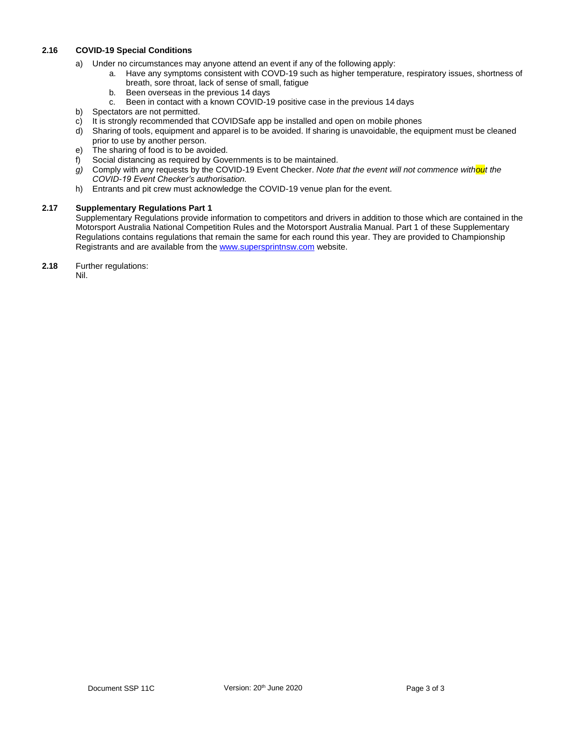**2.16 COVID-19 Special Conditions**

a) Under no circumstances may anyone attend an event if any of the following apply:
   a. Have any symptoms consistent with COVD-19 such as higher temperature, respiratory issues, shortness of breath, sore throat, lack of sense of small, fatigue
   b. Been overseas in the previous 14 days
   c. Been in contact with a known COVID-19 positive case in the previous 14 days

b) Spectators are not permitted.

c) It is strongly recommended that COVIDSafe app be installed and open on mobile phones

d) Sharing of tools, equipment and apparel is to be avoided. If sharing is unavoidable, the equipment must be cleaned prior to use by another person.

e) The sharing of food is to be avoided.

f) Social distancing as required by Governments is to be maintained.

*g)* Comply with any requests by the COVID-19 Event Checker. *Note that the event will not commence without the COVID-19 Event Checker's authorisation.*

h) Entrants and pit crew must acknowledge the COVID-19 venue plan for the event.

**2.17 Supplementary Regulations Part 1**

Supplementary Regulations provide information to competitors and drivers in addition to those which are contained in the Motorsport Australia National Competition Rules and the Motorsport Australia Manual. Part 1 of these Supplementary Regulations contains regulations that remain the same for each round this year. They are provided to Championship Registrants and are available from the www.supersprintnsw.com website.

**2.18** Further regulations:

Nil.